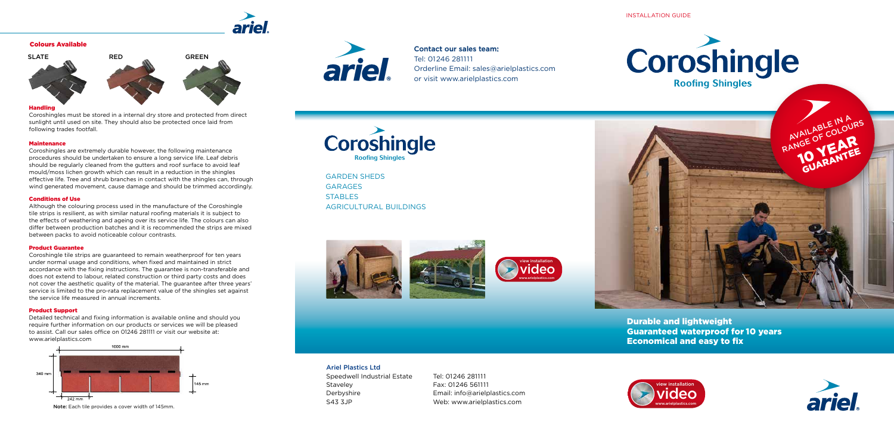## Colours Available

SLATE RED GREEN

### Handling

Coroshingles must be stored in a internal dry store and protected from direct sunlight until used on site. They should also be protected once laid from following trades footfall.

### Maintenance

Coroshingles are extremely durable however, the following maintenance procedures should be undertaken to ensure a long service life. Leaf debris should be regularly cleaned from the gutters and roof surface to avoid leaf mould/moss lichen growth which can result in a reduction in the shingles effective life. Tree and shrub branches in contact with the shingles can, through wind generated movement, cause damage and should be trimmed accordingly.

### Conditions of Use

Although the colouring process used in the manufacture of the Coroshingle tile strips is resilient, as with similar natural roofing materials it is subject to the effects of weathering and ageing over its service life. The colours can also differ between production batches and it is recommended the strips are mixed between packs to avoid noticeable colour contrasts.

### Product Guarantee

Coroshingle tile strips are guaranteed to remain weatherproof for ten years under normal usage and conditions, when fixed and maintained in strict accordance with the fixing instructions. The guarantee is non-transferable and does not extend to labour, related construction or third party costs and does not cover the aesthetic quality of the material. The guarantee after three years' service is limited to the pro-rata replacement value of the shingles set against the service life measured in annual increments.

### Product Support

Detailed technical and fixing information is available online and should you require further information on our products or services we will be pleased to assist. Call our sales office on 01246 281111 or visit our website at: www.arielplastics.com

1000 mm

340 mm

145 mm

242 mm

**Note:** Each tile provides a cover width of 145mm.

ariel

**Contact our sales team:**
Tel: 01246 281111
Orderline Email: sales@arielplastics.com
or visit www.arielplastics.com

# Coroshingle
Roofing Shingles

GARDEN SHEDS
GARAGES
STABLES
AGRICULTURAL BUILDINGS

view installation video
www.arielplastics.com

**Ariel Plastics Ltd**

Speedwell Industrial Estate
Staveley
Derbyshire
S43 3JP

Tel: 01246 281111
Fax: 01246 561111
Email: info@arielplastics.com
Web: www.arielplastics.com

INSTALLATION GUIDE

# Coroshingle
Roofing Shingles

AVAILABLE IN A RANGE OF COLOURS
10 YEAR GUARANTEE

**Durable and lightweight**
**Guaranteed waterproof for 10 years**
**Economical and easy to fix**

view installation video
www.arielplastics.com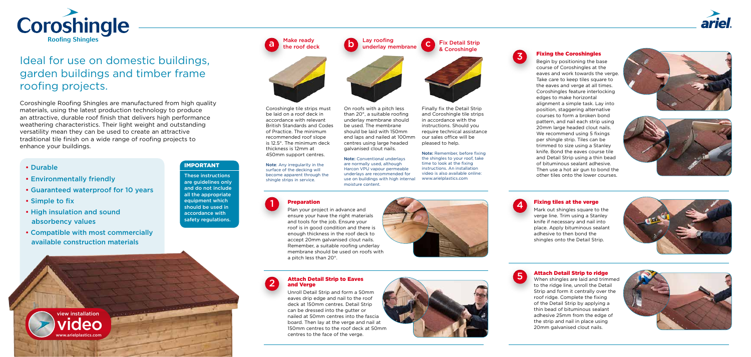# Coroshingle

Roofing Shingles

## Ideal for use on domestic buildings, garden buildings and timber frame roofing projects.

Coroshingle Roofing Shingles are manufactured from high quality materials, using the latest production technology to produce an attractive, durable roof finish that delivers high performance weathering characteristics. Their light weight and outstanding versatility mean they can be used to create an attractive traditional tile finish on a wide range of roofing projects to enhance your buildings.

- Durable
- Environmentally friendly
- Guaranteed waterproof for 10 years
- Simple to fix
- High insulation and sound absorbency values
- Compatible with most commercially available construction materials

### IMPORTANT

These instructions are guidelines only and do not include all the appropriate equipment which should be used in accordance with safety regulations.

view installation video www.arielplastics.com

### a Make ready the roof deck

Coroshingle tile strips must be laid on a roof deck in accordance with relevant British Standards and Codes of Practice. The minimum recommended roof slope is 12.5°. The minimum deck thickness is 12mm at 450mm support centres.

**Note**: Any irregularity in the surface of the decking will become apparent through the shingle strips in service.

### b Lay roofing underlay membrane

On roofs with a pitch less than 20°, a suitable roofing underlay membrane should be used. The membrane should be laid with 150mm end laps and nailed at 100mm centres using large headed galvanised clout nails.

**Note:** Conventional underlays are normally used, although Harcon VPU vapour permeable underlays are recommended for use on buildings with high internal moisture content.

### c Fix Detail Strip & Coroshingle

Finally fix the Detail Strip and Coroshingle tile strips in accordance with the instructions. Should you require technical assistance our sales office will be pleased to help.

**Note:** Remember, before fixing the shingles to your roof, take time to look at the fixing instructions. An installation video is also available online: www.arielplastics.com

### 1 Preparation

Plan your project in advance and ensure your have the right materials and tools for the job. Ensure your roof is in good condition and there is enough thickness in the roof deck to accept 20mm galvanised clout nails. Remember, a suitable roofing underlay membrane should be used on roofs with a pitch less than 20°.

### 2 Attach Detail Strip to Eaves and Verge

Unroll Detail Strip and form a 50mm eaves drip edge and nail to the roof deck at 150mm centres. Detail Strip can be dressed into the gutter or nailed at 50mm centres into the fascia board. Then lay at the verge and nail at 150mm centres to the roof deck at 50mm centres to the face of the verge.

### 3 Fixing the Coroshingles

Begin by positioning the base course of Coroshingles at the eaves and work towards the verge. Take care to keep tiles square to the eaves and verge at all times. Coroshingles feature interlocking edges to make horizontal alignment a simple task. Lay into position, staggering alternative courses to form a broken bond pattern, and nail each strip using 20mm large headed clout nails. We recommend using 5 fixings per shingle strip. Tiles can be trimmed to size using a Stanley knife. Bond the eaves course tile and Detail Strip using a thin bead of bituminous sealant adhesive. Then use a hot air gun to bond the other tiles onto the lower courses.

### 4 Fixing tiles at the verge

Mark out shingles square to the verge line. Trim using a Stanley knife if necessary and nail into place. Apply bituminous sealant adhesive to then bond the shingles onto the Detail Strip.

### 5 Attach Detail Strip to ridge

When shingles are laid and trimmed to the ridge line, unroll the Detail Strip and form it centrally over the roof ridge. Complete the fixing of the Detail Strip by applying a thin bead of bituminous sealant adhesive 25mm from the edge of the strip and nail in place using 20mm galvanised clout nails.